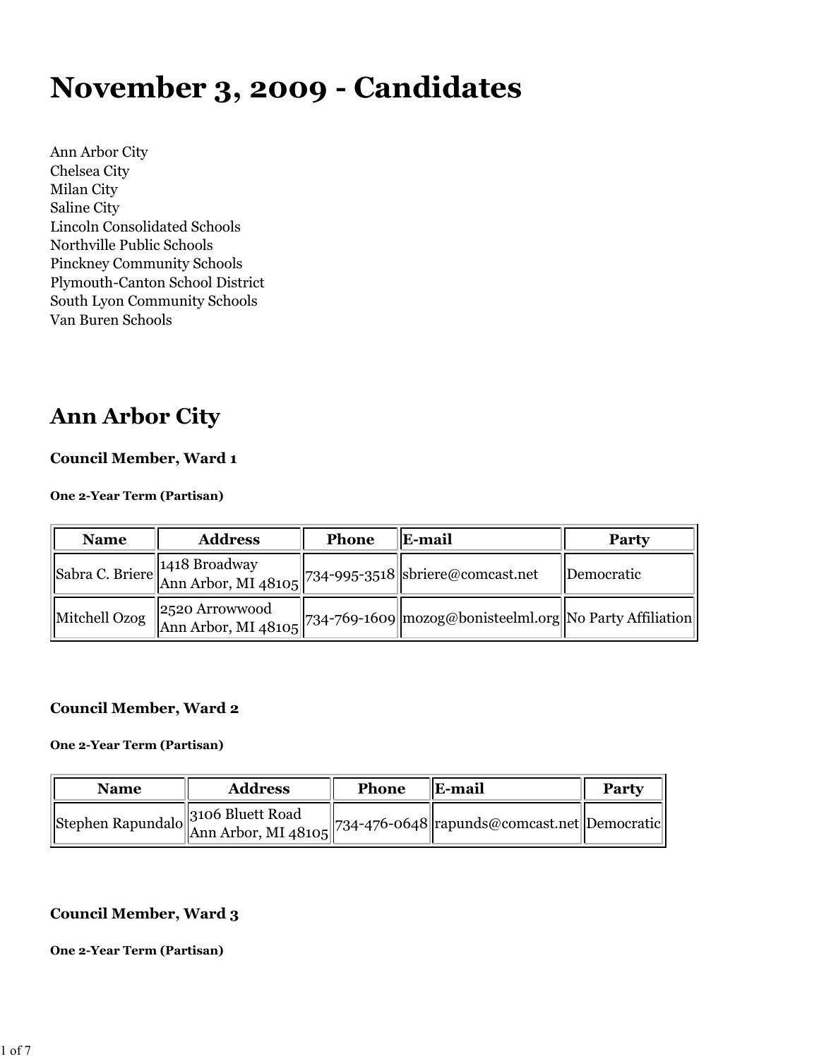# November 3, 2009 - Candidates

Ann Arbor City
Chelsea City
Milan City
Saline City
Lincoln Consolidated Schools
Northville Public Schools
Pinckney Community Schools
Plymouth-Canton School District
South Lyon Community Schools
Van Buren Schools

## Ann Arbor City

#### Council Member, Ward 1

##### One 2-Year Term (Partisan)

| Name | Address | Phone | E-mail | Party |
| --- | --- | --- | --- | --- |
| Sabra C. Briere | 1418 Broadway Ann Arbor, MI 48105 | 734-995-3518 | sbriere@comcast.net | Democratic |
| Mitchell Ozog | 2520 Arrowwood Ann Arbor, MI 48105 | 734-769-1609 | mozog@bonisteelml.org | No Party Affiliation |

#### Council Member, Ward 2

##### One 2-Year Term (Partisan)

| Name | Address | Phone | E-mail | Party |
| --- | --- | --- | --- | --- |
| Stephen Rapundalo | 3106 Bluett Road Ann Arbor, MI 48105 | 734-476-0648 | rapunds@comcast.net | Democratic |

#### Council Member, Ward 3

##### One 2-Year Term (Partisan)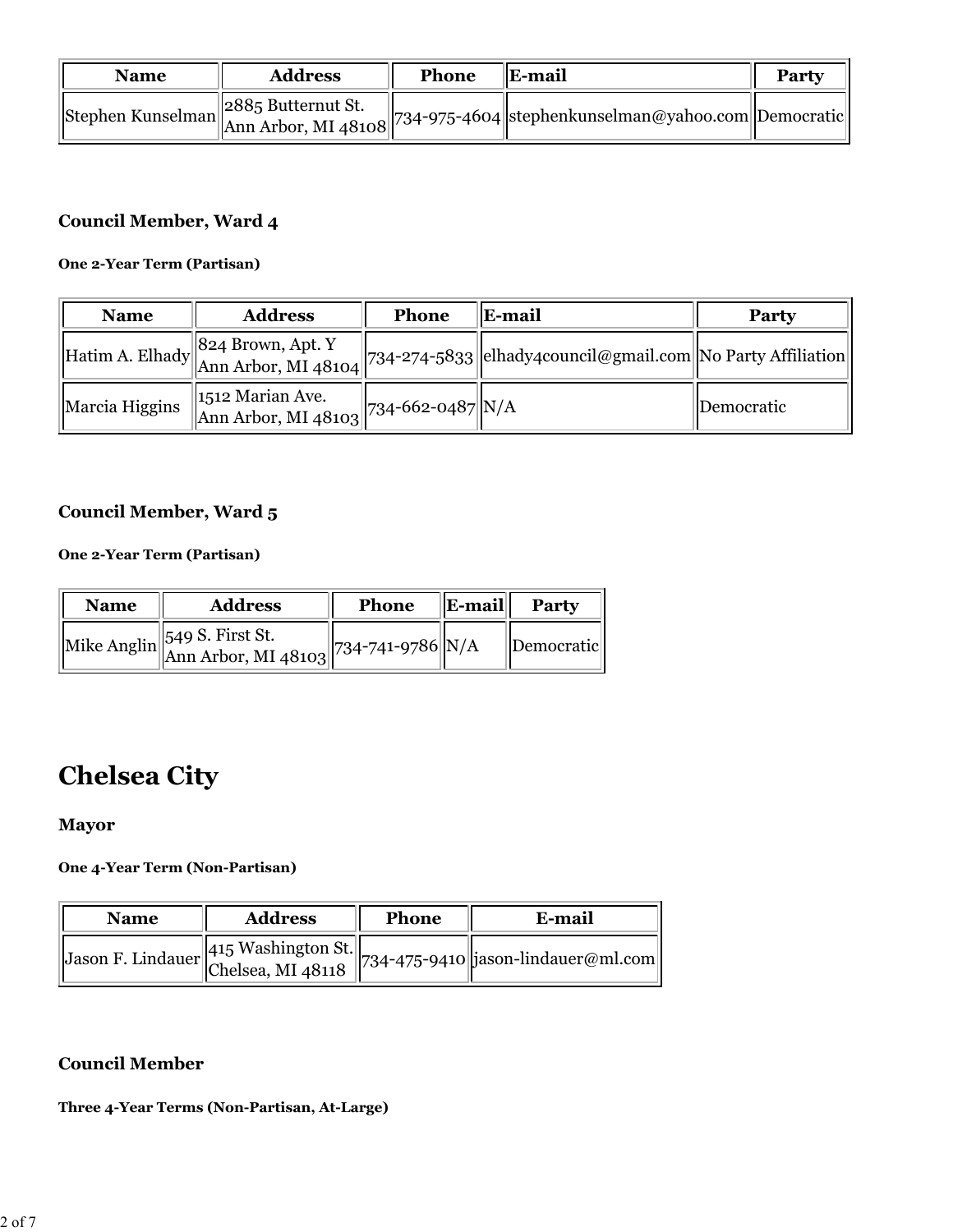| Name | Address | Phone | E-mail | Party |
|---|---|---|---|---|
| Stephen Kunselman | 2885 Butternut St. Ann Arbor, MI 48108 | 734-975-4604 | stephenkunselman@yahoo.com | Democratic |

### Council Member, Ward 4

**One 2-Year Term (Partisan)**

| Name | Address | Phone | E-mail | Party |
|---|---|---|---|---|
| Hatim A. Elhady | 824 Brown, Apt. Y Ann Arbor, MI 48104 | 734-274-5833 | elhady4council@gmail.com | No Party Affiliation |
| Marcia Higgins | 1512 Marian Ave. Ann Arbor, MI 48103 | 734-662-0487 | N/A | Democratic |

### Council Member, Ward 5

**One 2-Year Term (Partisan)**

| Name | Address | Phone | E-mail | Party |
|---|---|---|---|---|
| Mike Anglin | 549 S. First St. Ann Arbor, MI 48103 | 734-741-9786 | N/A | Democratic |

# Chelsea City

### Mayor

**One 4-Year Term (Non-Partisan)**

| Name | Address | Phone | E-mail |
|---|---|---|---|
| Jason F. Lindauer | 415 Washington St. Chelsea, MI 48118 | 734-475-9410 | jason-lindauer@ml.com |

### Council Member

**Three 4-Year Terms (Non-Partisan, At-Large)**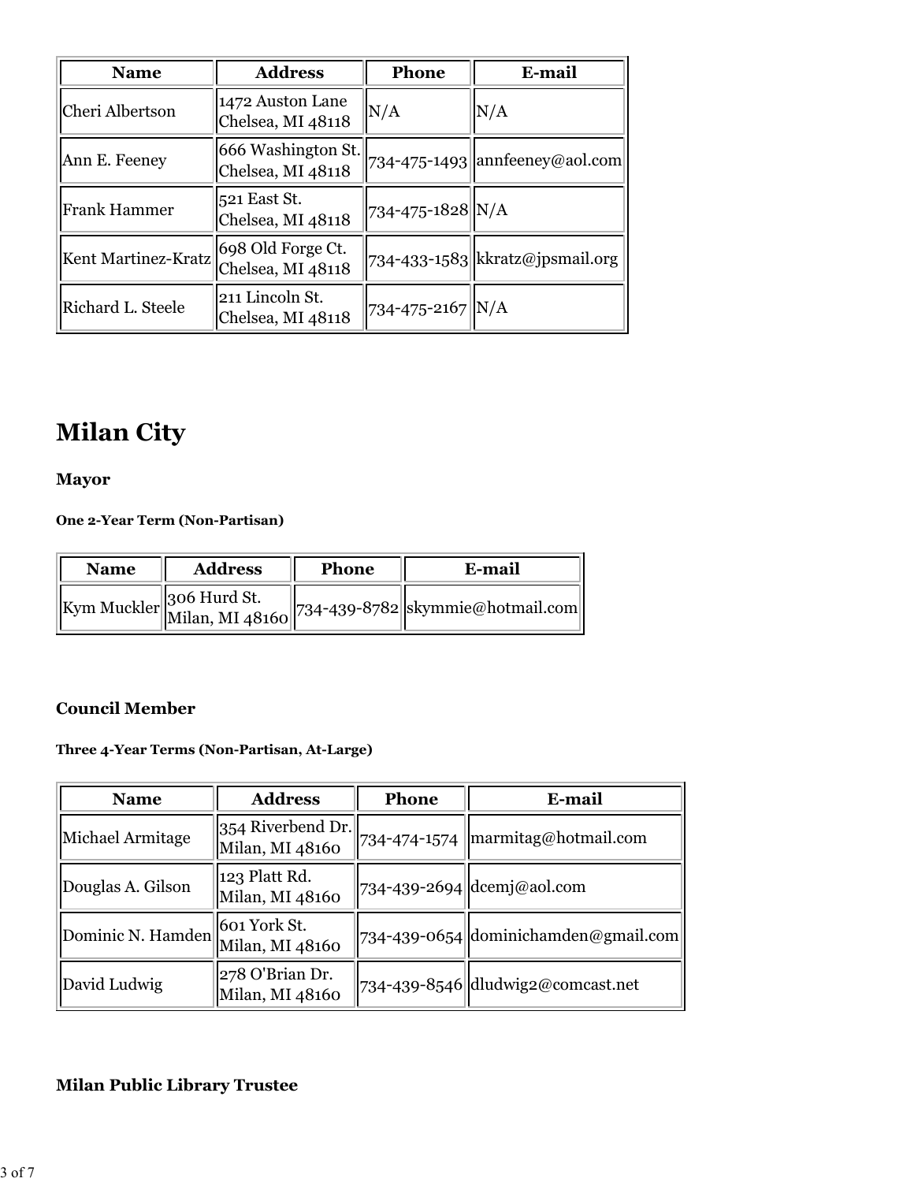| Name | Address | Phone | E-mail |
|---|---|---|---|
| Cheri Albertson | 1472 Auston Lane Chelsea, MI 48118 | N/A | N/A |
| Ann E. Feeney | 666 Washington St. Chelsea, MI 48118 | 734-475-1493 | annfeeney@aol.com |
| Frank Hammer | 521 East St. Chelsea, MI 48118 | 734-475-1828 | N/A |
| Kent Martinez-Kratz | 698 Old Forge Ct. Chelsea, MI 48118 | 734-433-1583 | kkratz@jpsmail.org |
| Richard L. Steele | 211 Lincoln St. Chelsea, MI 48118 | 734-475-2167 | N/A |

# Milan City

### Mayor

#### One 2-Year Term (Non-Partisan)

| Name | Address | Phone | E-mail |
|---|---|---|---|
| Kym Muckler | 306 Hurd St. Milan, MI 48160 | 734-439-8782 | skymmie@hotmail.com |

### Council Member

#### Three 4-Year Terms (Non-Partisan, At-Large)

| Name | Address | Phone | E-mail |
|---|---|---|---|
| Michael Armitage | 354 Riverbend Dr. Milan, MI 48160 | 734-474-1574 | marmitag@hotmail.com |
| Douglas A. Gilson | 123 Platt Rd. Milan, MI 48160 | 734-439-2694 | dcemj@aol.com |
| Dominic N. Hamden | 601 York St. Milan, MI 48160 | 734-439-0654 | dominichamden@gmail.com |
| David Ludwig | 278 O'Brian Dr. Milan, MI 48160 | 734-439-8546 | dludwig2@comcast.net |

### Milan Public Library Trustee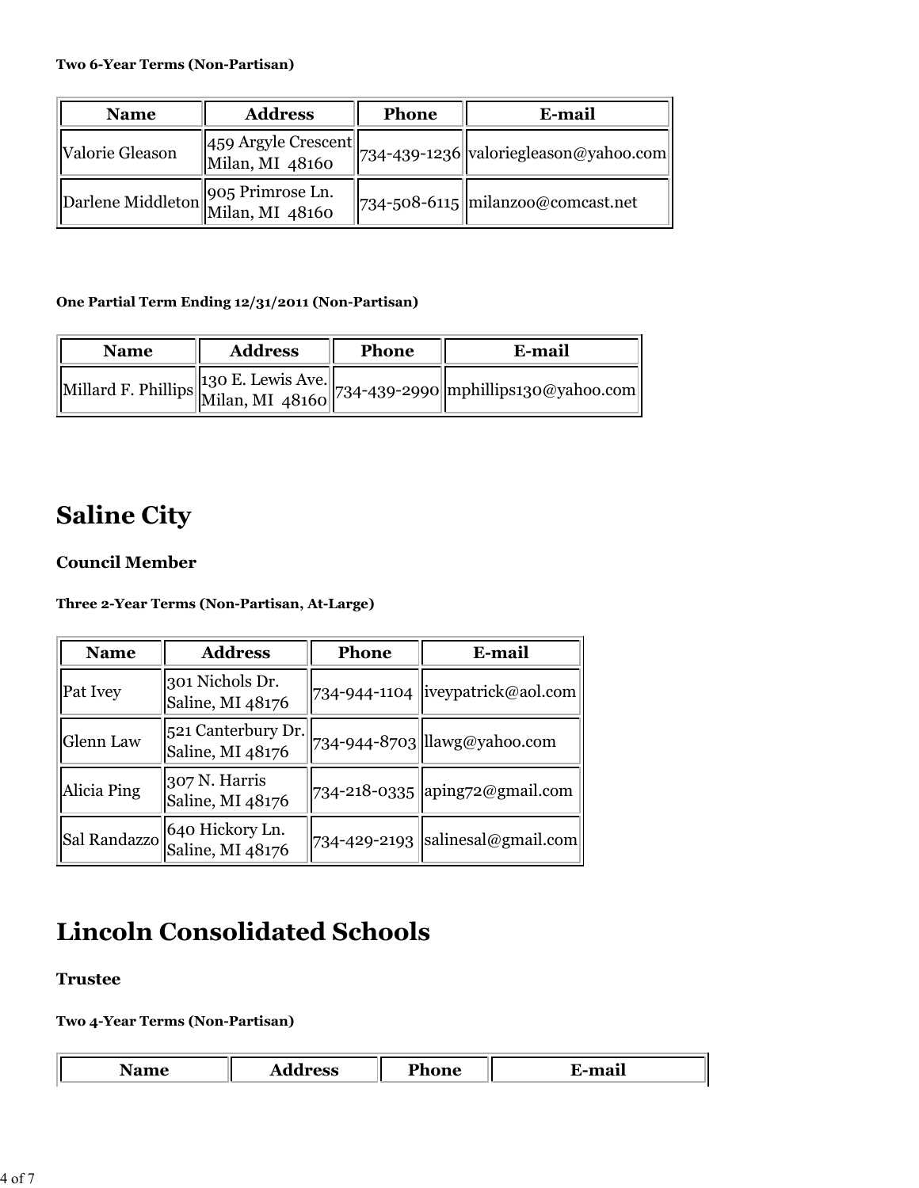**Two 6-Year Terms (Non-Partisan)**

| Name | Address | Phone | E-mail |
|---|---|---|---|
| Valorie Gleason | 459 Argyle Crescent Milan, MI 48160 | 734-439-1236 | valoriegleason@yahoo.com |
| Darlene Middleton | 905 Primrose Ln. Milan, MI 48160 | 734-508-6115 | milanzoo@comcast.net |

**One Partial Term Ending 12/31/2011 (Non-Partisan)**

| Name | Address | Phone | E-mail |
|---|---|---|---|
| Millard F. Phillips | 130 E. Lewis Ave. Milan, MI 48160 | 734-439-2990 | mphillips130@yahoo.com |

# Saline City

**Council Member**

**Three 2-Year Terms (Non-Partisan, At-Large)**

| Name | Address | Phone | E-mail |
|---|---|---|---|
| Pat Ivey | 301 Nichols Dr. Saline, MI 48176 | 734-944-1104 | iveypatrick@aol.com |
| Glenn Law | 521 Canterbury Dr. Saline, MI 48176 | 734-944-8703 | llawg@yahoo.com |
| Alicia Ping | 307 N. Harris Saline, MI 48176 | 734-218-0335 | aping72@gmail.com |
| Sal Randazzo | 640 Hickory Ln. Saline, MI 48176 | 734-429-2193 | salinesal@gmail.com |

# Lincoln Consolidated Schools

**Trustee**

**Two 4-Year Terms (Non-Partisan)**

| Name | Address | Phone | E-mail |
|---|---|---|---|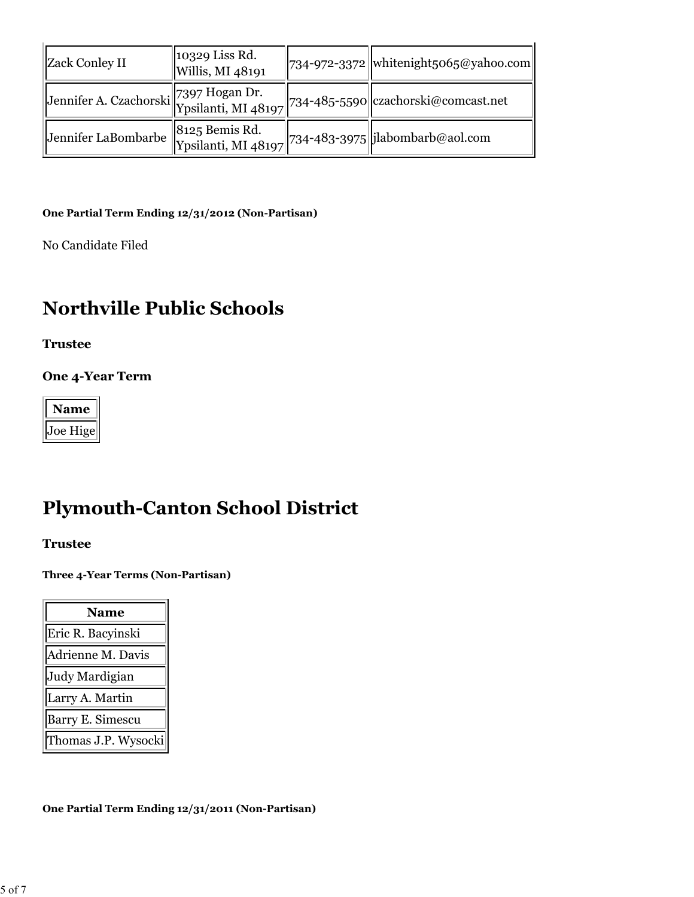| Zack Conley II | 10329 Liss Rd. Willis, MI 48191 | 734-972-3372 | whitenight5065@yahoo.com |
|---|---|---|---|
| Jennifer A. Czachorski | 7397 Hogan Dr. Ypsilanti, MI 48197 | 734-485-5590 | czachorski@comcast.net |
| Jennifer LaBombarbe | 8125 Bemis Rd. Ypsilanti, MI 48197 | 734-483-3975 | jlabombarb@aol.com |

**One Partial Term Ending 12/31/2012 (Non-Partisan)**

No Candidate Filed

# Northville Public Schools

**Trustee**

**One 4-Year Term**

| Name |
|---|
| Joe Hige |

# Plymouth-Canton School District

**Trustee**

**Three 4-Year Terms (Non-Partisan)**

| Name |
|---|
| Eric R. Bacyinski |
| Adrienne M. Davis |
| Judy Mardigian |
| Larry A. Martin |
| Barry E. Simescu |
| Thomas J.P. Wysocki |

**One Partial Term Ending 12/31/2011 (Non-Partisan)**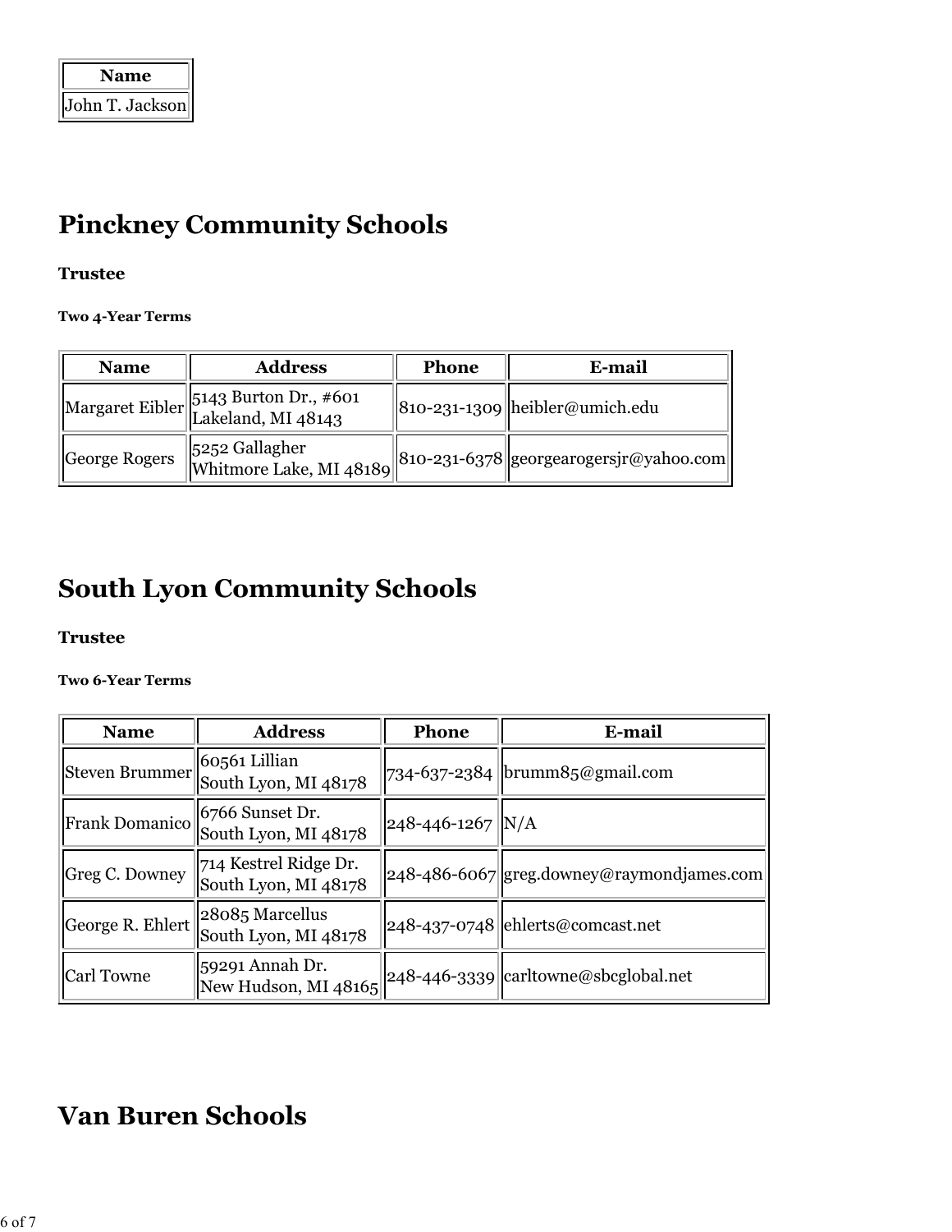| Name |
| --- |
| John T. Jackson |

# Pinckney Community Schools

**Trustee**

**Two 4-Year Terms**

| Name | Address | Phone | E-mail |
| --- | --- | --- | --- |
| Margaret Eibler | 5143 Burton Dr., #601<br>Lakeland, MI 48143 | 810-231-1309 | heibler@umich.edu |
| George Rogers | 5252 Gallagher<br>Whitmore Lake, MI 48189 | 810-231-6378 | georgearogersjr@yahoo.com |

# South Lyon Community Schools

**Trustee**

**Two 6-Year Terms**

| Name | Address | Phone | E-mail |
| --- | --- | --- | --- |
| Steven Brummer | 60561 Lillian<br>South Lyon, MI 48178 | 734-637-2384 | brumm85@gmail.com |
| Frank Domanico | 6766 Sunset Dr.<br>South Lyon, MI 48178 | 248-446-1267 | N/A |
| Greg C. Downey | 714 Kestrel Ridge Dr.<br>South Lyon, MI 48178 | 248-486-6067 | greg.downey@raymondjames.com |
| George R. Ehlert | 28085 Marcellus<br>South Lyon, MI 48178 | 248-437-0748 | ehlerts@comcast.net |
| Carl Towne | 59291 Annah Dr.<br>New Hudson, MI 48165 | 248-446-3339 | carltowne@sbcglobal.net |

# Van Buren Schools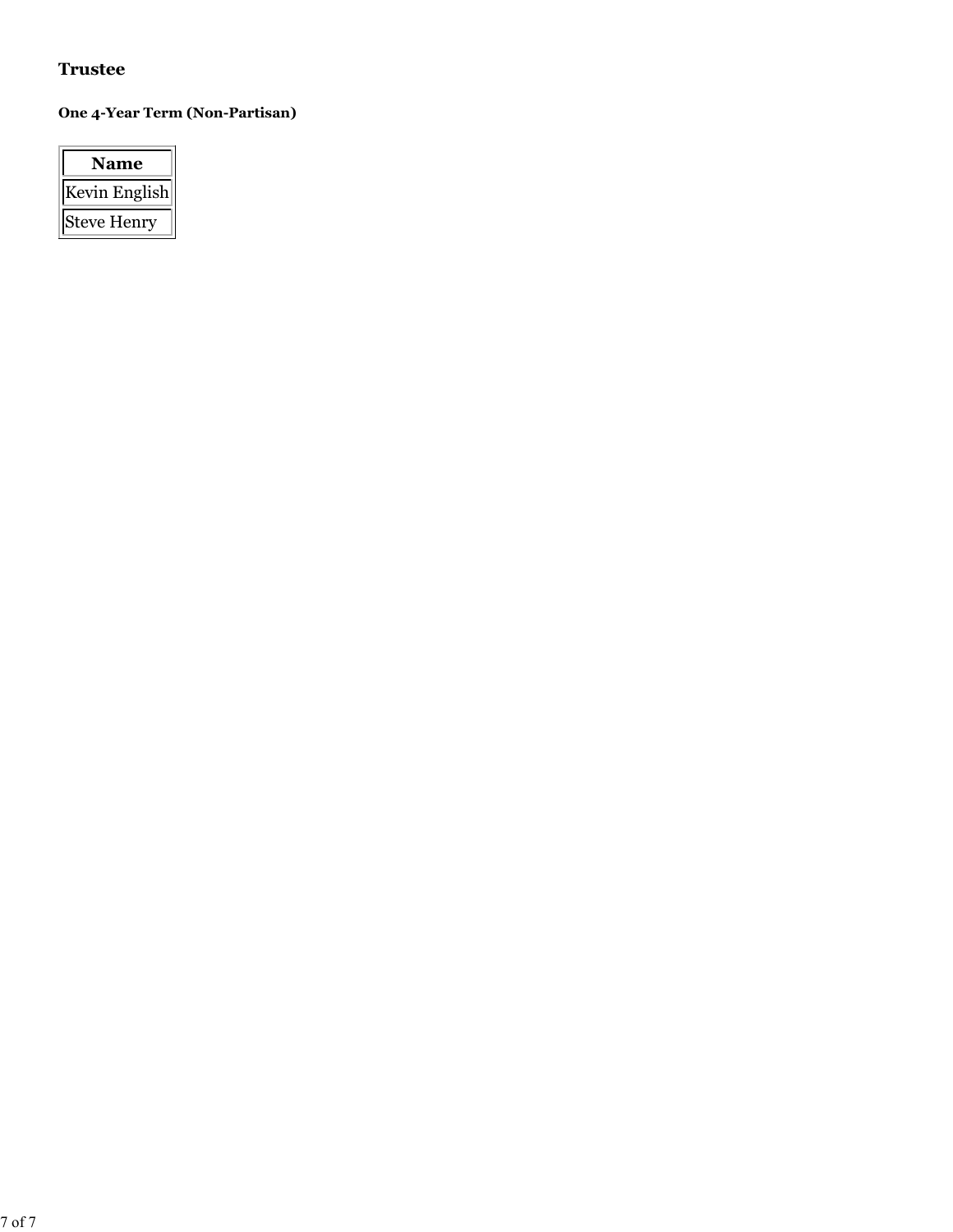## Trustee

### One 4-Year Term (Non-Partisan)

| Name |
| --- |
| Kevin English |
| Steve Henry |